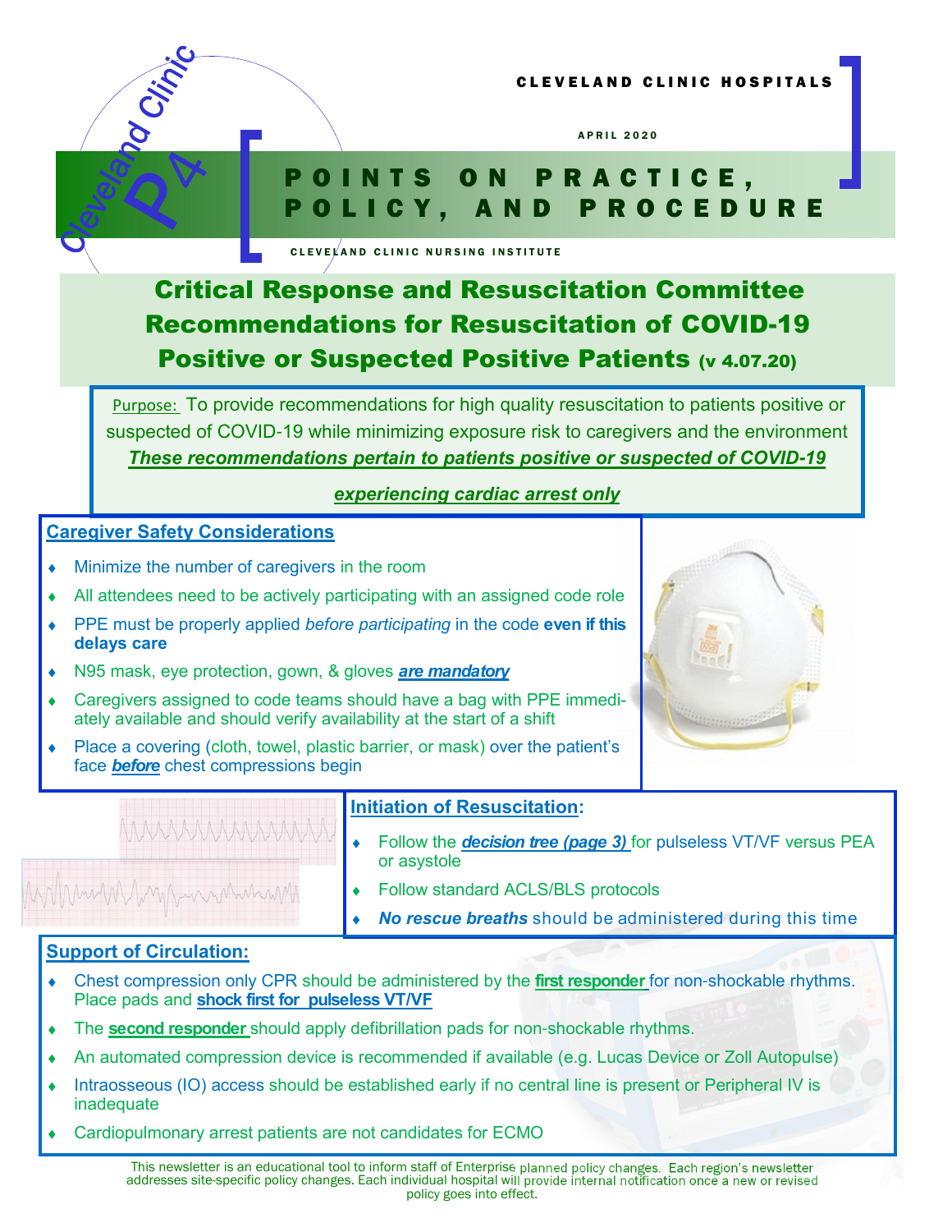CLEVELAND CLINIC HOSPITALS

APRIL 2020

# POINTS ON PRACTICE, POLICY, AND PROCEDURE

CLEVELAND CLINIC NURSING INSTITUTE

## Critical Response and Resuscitation Committee Recommendations for Resuscitation of COVID-19 Positive or Suspected Positive Patients (v 4.07.20)

Purpose: To provide recommendations for high quality resuscitation to patients positive or suspected of COVID-19 while minimizing exposure risk to caregivers and the environment

***These recommendations pertain to patients positive or suspected of COVID-19 experiencing cardiac arrest only***

### Caregiver Safety Considerations

- Minimize the number of caregivers in the room
- All attendees need to be actively participating with an assigned code role
- PPE must be properly applied *before participating* in the code **even if this delays care**
- N95 mask, eye protection, gown, & gloves ***are mandatory***
- Caregivers assigned to code teams should have a bag with PPE immediately available and should verify availability at the start of a shift
- Place a covering (cloth, towel, plastic barrier, or mask) over the patient's face ***before*** chest compressions begin

### Initiation of Resuscitation:

- Follow the ***decision tree (page 3)*** for pulseless VT/VF versus PEA or asystole
- Follow standard ACLS/BLS protocols
- ***No rescue breaths*** should be administered during this time

### Support of Circulation:

- Chest compression only CPR should be administered by the **first responder** for non-shockable rhythms. Place pads and **shock first for pulseless VT/VF**
- The **second responder** should apply defibrillation pads for non-shockable rhythms.
- An automated compression device is recommended if available (e.g. Lucas Device or Zoll Autopulse)
- Intraosseous (IO) access should be established early if no central line is present or Peripheral IV is inadequate
- Cardiopulmonary arrest patients are not candidates for ECMO

This newsletter is an educational tool to inform staff of Enterprise planned policy changes. Each region's newsletter addresses site-specific policy changes. Each individual hospital will provide internal notification once a new or revised policy goes into effect.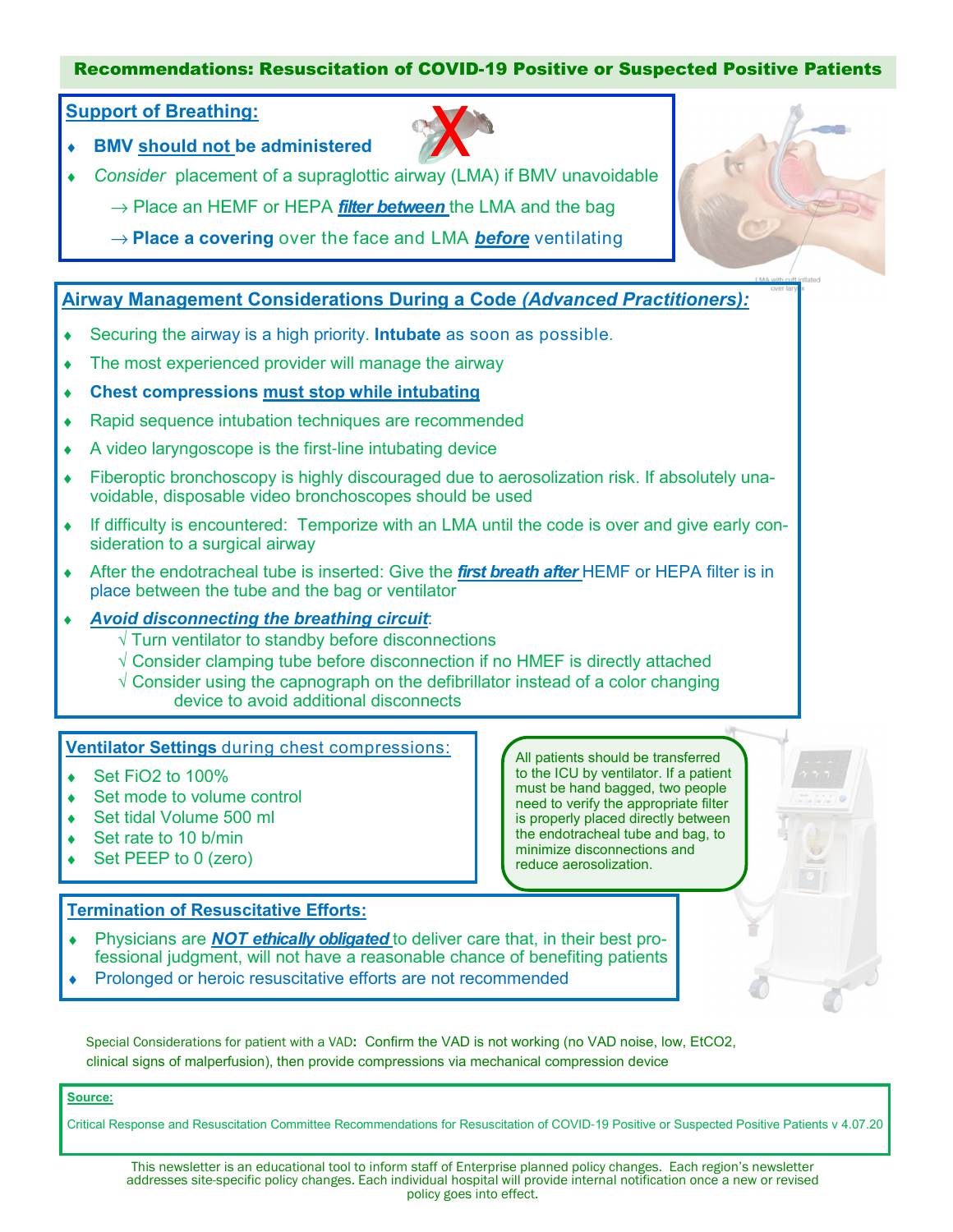## Recommendations: Resuscitation of COVID-19 Positive or Suspected Positive Patients

### Support of Breathing:

- **BMV should not be administered**
- *Consider* placement of a supraglottic airway (LMA) if BMV unavoidable
  - → Place an HEMF or HEPA ***filter between*** the LMA and the bag
  - → **Place a covering** over the face and LMA ***before*** ventilating

LMA with cuff inflated over larynx

### Airway Management Considerations During a Code *(Advanced Practitioners):*

- Securing the airway is a high priority. **Intubate** as soon as possible.
- The most experienced provider will manage the airway
- **Chest compressions must stop while intubating**
- Rapid sequence intubation techniques are recommended
- A video laryngoscope is the first-line intubating device
- Fiberoptic bronchoscopy is highly discouraged due to aerosolization risk. If absolutely unavoidable, disposable video bronchoscopes should be used
- If difficulty is encountered: Temporize with an LMA until the code is over and give early consideration to a surgical airway
- After the endotracheal tube is inserted: Give the ***first breath after*** HEMF or HEPA filter is in place between the tube and the bag or ventilator
- ***Avoid disconnecting the breathing circuit***:
  - √ Turn ventilator to standby before disconnections
  - √ Consider clamping tube before disconnection if no HMEF is directly attached
  - √ Consider using the capnograph on the defibrillator instead of a color changing device to avoid additional disconnects

### Ventilator Settings during chest compressions:

- Set FiO2 to 100%
- Set mode to volume control
- Set tidal Volume 500 ml
- Set rate to 10 b/min
- Set PEEP to 0 (zero)

All patients should be transferred to the ICU by ventilator. If a patient must be hand bagged, two people need to verify the appropriate filter is properly placed directly between the endotracheal tube and bag, to minimize disconnections and reduce aerosolization.

### Termination of Resuscitative Efforts:

- Physicians are ***NOT ethically obligated*** to deliver care that, in their best professional judgment, will not have a reasonable chance of benefiting patients
- Prolonged or heroic resuscitative efforts are not recommended

Special Considerations for patient with a VAD**:** Confirm the VAD is not working (no VAD noise, low, EtCO2, clinical signs of malperfusion), then provide compressions via mechanical compression device

**Source:**

Critical Response and Resuscitation Committee Recommendations for Resuscitation of COVID-19 Positive or Suspected Positive Patients v 4.07.20

This newsletter is an educational tool to inform staff of Enterprise planned policy changes. Each region's newsletter addresses site-specific policy changes. Each individual hospital will provide internal notification once a new or revised policy goes into effect.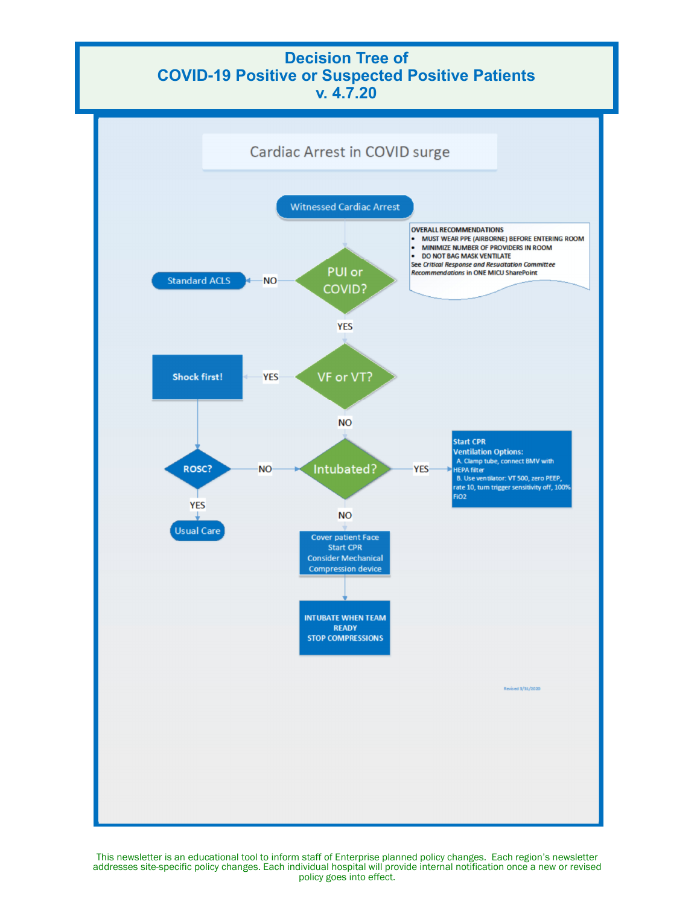# Decision Tree of
# COVID-19 Positive or Suspected Positive Patients
# v. 4.7.20

## Cardiac Arrest in COVID surge

Witnessed Cardiac Arrest

**OVERALL RECOMMENDATIONS**

- MUST WEAR PPE (AIRBORNE) BEFORE ENTERING ROOM
- MINIMIZE NUMBER OF PROVIDERS IN ROOM
- DO NOT BAG MASK VENTILATE

See *Critical Response and Resuscitation Committee Recommendations* in ONE MICU SharePoint

PUI or COVID?

NO

Standard ACLS

YES

VF or VT?

YES

**Shock first!**

NO

ROSC?

YES

Usual Care

NO

Intubated?

YES

**Start CPR**
**Ventilation Options:**
A. Clamp tube, connect BMV with HEPA filter
B. Use ventilator: VT 500, zero PEEP, rate 10, turn trigger sensitivity off, 100% FiO2

NO

Cover patient Face
Start CPR
Consider Mechanical Compression device

**INTUBATE WHEN TEAM READY**
**STOP COMPRESSIONS**

Revised 3/31/2020

This newsletter is an educational tool to inform staff of Enterprise planned policy changes. Each region's newsletter addresses site-specific policy changes. Each individual hospital will provide internal notification once a new or revised policy goes into effect.